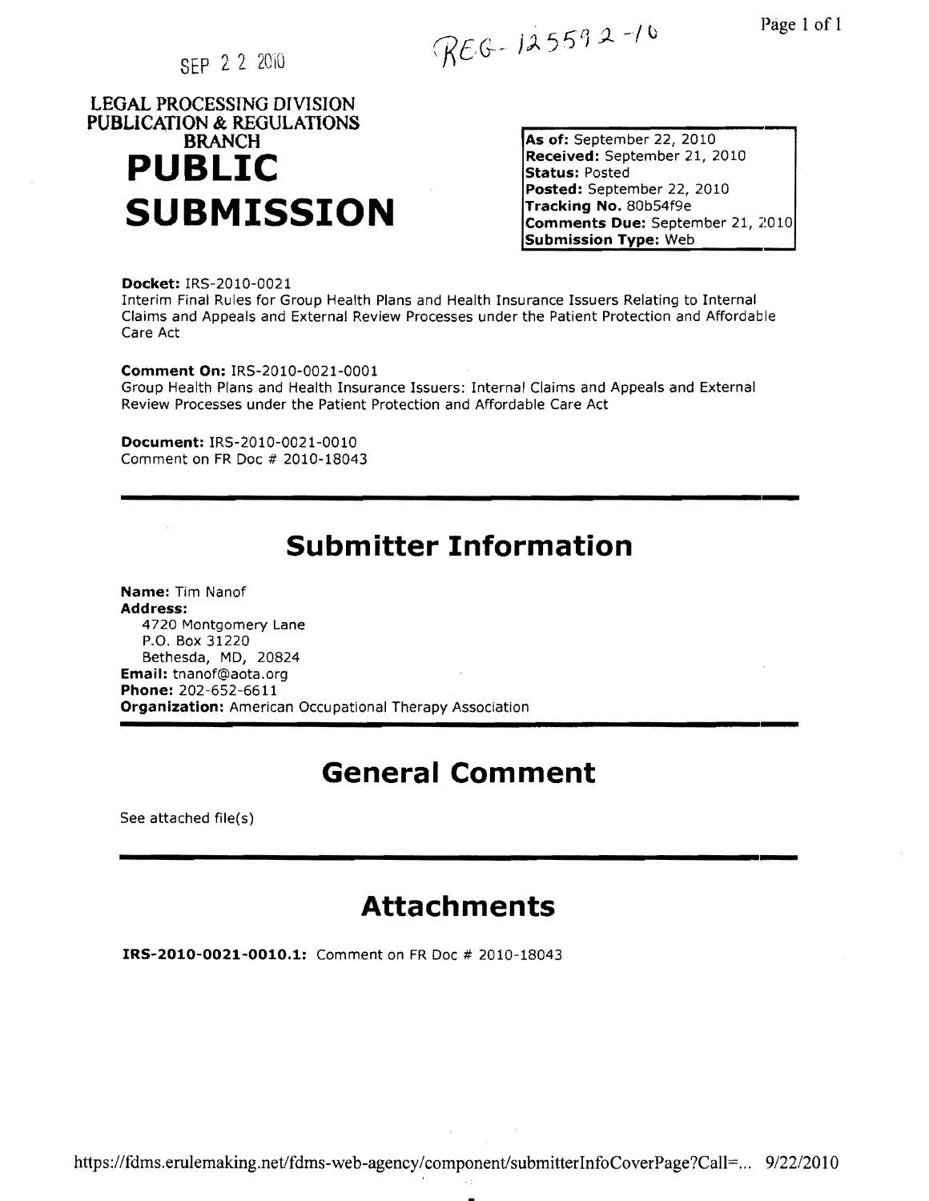SEP 2 2 2010

REG-125592-10

LEGAL PROCESSING DIVISION
PUBLICATION & REGULATIONS
BRANCH

# PUBLIC SUBMISSION

**As of:** September 22, 2010
**Received:** September 21, 2010
**Status:** Posted
**Posted:** September 22, 2010
**Tracking No.** 80b54f9e
**Comments Due:** September 21, 2010
**Submission Type:** Web

**Docket:** IRS-2010-0021
Interim Final Rules for Group Health Plans and Health Insurance Issuers Relating to Internal Claims and Appeals and External Review Processes under the Patient Protection and Affordable Care Act

**Comment On:** IRS-2010-0021-0001
Group Health Plans and Health Insurance Issuers: Internal Claims and Appeals and External Review Processes under the Patient Protection and Affordable Care Act

**Document:** IRS-2010-0021-0010
Comment on FR Doc # 2010-18043

## Submitter Information

**Name:** Tim Nanof
**Address:**
4720 Montgomery Lane
P.O. Box 31220
Bethesda, MD, 20824
**Email:** tnanof@aota.org
**Phone:** 202-652-6611
**Organization:** American Occupational Therapy Association

## General Comment

See attached file(s)

## Attachments

**IRS-2010-0021-0010.1:** Comment on FR Doc # 2010-18043

https://fdms.erulemaking.net/fdms-web-agency/component/submitterInfoCoverPage?Call=... 9/22/2010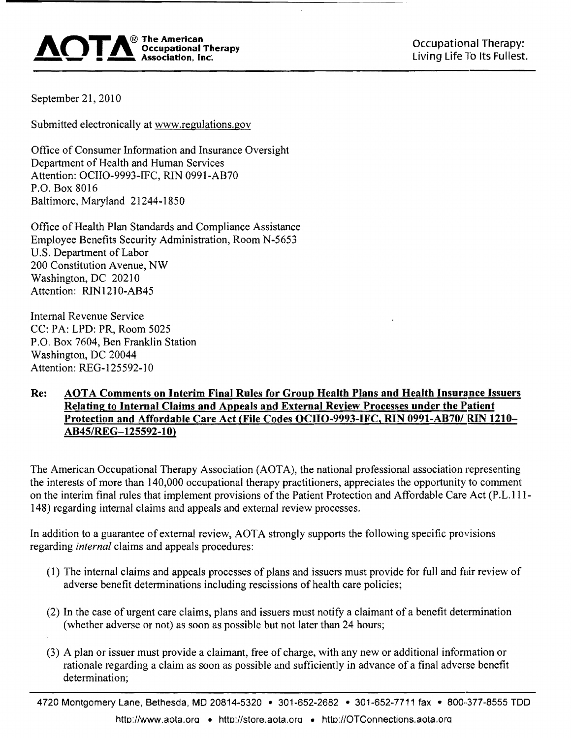**AOTA®** The American Occupational Therapy Association, Inc.

Occupational Therapy: Living Life To Its Fullest.

September 21, 2010

Submitted electronically at www.regulations.gov

Office of Consumer Information and Insurance Oversight
Department of Health and Human Services
Attention: OCIIO-9993-IFC, RIN 0991-AB70
P.O. Box 8016
Baltimore, Maryland 21244-1850

Office of Health Plan Standards and Compliance Assistance
Employee Benefits Security Administration, Room N-5653
U.S. Department of Labor
200 Constitution Avenue, NW
Washington, DC 20210
Attention: RIN1210-AB45

Internal Revenue Service
CC: PA: LPD: PR, Room 5025
P.O. Box 7604, Ben Franklin Station
Washington, DC 20044
Attention: REG-125592-10

**Re: <u>AOTA Comments on Interim Final Rules for Group Health Plans and Health Insurance Issuers Relating to Internal Claims and Appeals and External Review Processes under the Patient Protection and Affordable Care Act (File Codes OCIIO-9993-IFC, RIN 0991-AB70/ RIN 1210–AB45/REG–125592-10)</u>**

The American Occupational Therapy Association (AOTA), the national professional association representing the interests of more than 140,000 occupational therapy practitioners, appreciates the opportunity to comment on the interim final rules that implement provisions of the Patient Protection and Affordable Care Act (P.L.111-148) regarding internal claims and appeals and external review processes.

In addition to a guarantee of external review, AOTA strongly supports the following specific provisions regarding *internal* claims and appeals procedures:

(1) The internal claims and appeals processes of plans and issuers must provide for full and fair review of adverse benefit determinations including rescissions of health care policies;

(2) In the case of urgent care claims, plans and issuers must notify a claimant of a benefit determination (whether adverse or not) as soon as possible but not later than 24 hours;

(3) A plan or issuer must provide a claimant, free of charge, with any new or additional information or rationale regarding a claim as soon as possible and sufficiently in advance of a final adverse benefit determination;

4720 Montgomery Lane, Bethesda, MD 20814-5320 • 301-652-2682 • 301-652-7711 fax • 800-377-8555 TDD
http://www.aota.org • http://store.aota.org • http://OTConnections.aota.org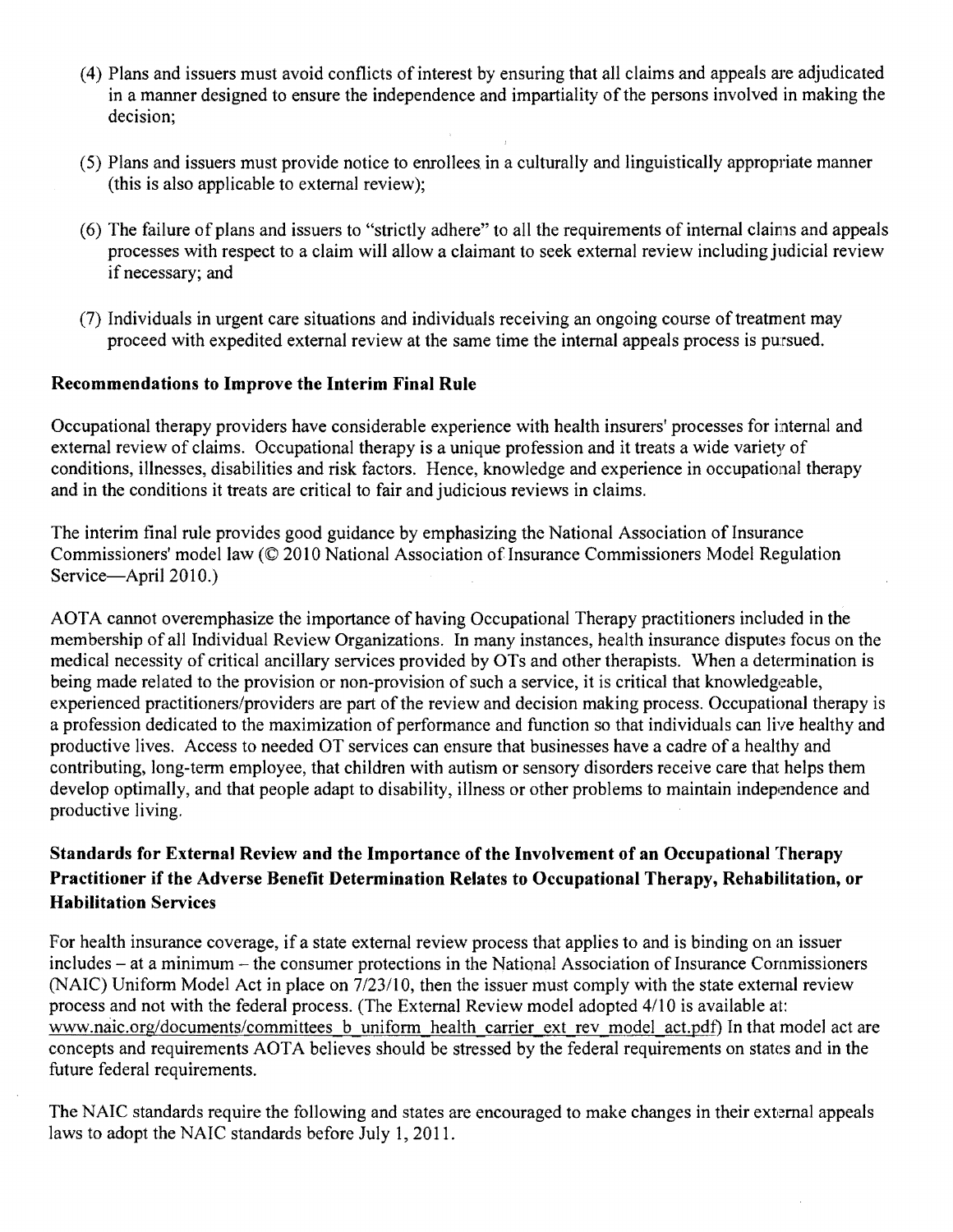(4) Plans and issuers must avoid conflicts of interest by ensuring that all claims and appeals are adjudicated in a manner designed to ensure the independence and impartiality of the persons involved in making the decision;

(5) Plans and issuers must provide notice to enrollees in a culturally and linguistically appropriate manner (this is also applicable to external review);

(6) The failure of plans and issuers to "strictly adhere" to all the requirements of internal claims and appeals processes with respect to a claim will allow a claimant to seek external review including judicial review if necessary; and

(7) Individuals in urgent care situations and individuals receiving an ongoing course of treatment may proceed with expedited external review at the same time the internal appeals process is pursued.

**Recommendations to Improve the Interim Final Rule**

Occupational therapy providers have considerable experience with health insurers' processes for internal and external review of claims. Occupational therapy is a unique profession and it treats a wide variety of conditions, illnesses, disabilities and risk factors. Hence, knowledge and experience in occupational therapy and in the conditions it treats are critical to fair and judicious reviews in claims.

The interim final rule provides good guidance by emphasizing the National Association of Insurance Commissioners' model law (© 2010 National Association of Insurance Commissioners Model Regulation Service—April 2010.)

AOTA cannot overemphasize the importance of having Occupational Therapy practitioners included in the membership of all Individual Review Organizations. In many instances, health insurance disputes focus on the medical necessity of critical ancillary services provided by OTs and other therapists. When a determination is being made related to the provision or non-provision of such a service, it is critical that knowledgeable, experienced practitioners/providers are part of the review and decision making process. Occupational therapy is a profession dedicated to the maximization of performance and function so that individuals can live healthy and productive lives. Access to needed OT services can ensure that businesses have a cadre of a healthy and contributing, long-term employee, that children with autism or sensory disorders receive care that helps them develop optimally, and that people adapt to disability, illness or other problems to maintain independence and productive living.

**Standards for External Review and the Importance of the Involvement of an Occupational Therapy Practitioner if the Adverse Benefit Determination Relates to Occupational Therapy, Rehabilitation, or Habilitation Services**

For health insurance coverage, if a state external review process that applies to and is binding on an issuer includes – at a minimum – the consumer protections in the National Association of Insurance Commissioners (NAIC) Uniform Model Act in place on 7/23/10, then the issuer must comply with the state external review process and not with the federal process. (The External Review model adopted 4/10 is available at: www.naic.org/documents/committees_b_uniform_health_carrier_ext_rev_model_act.pdf) In that model act are concepts and requirements AOTA believes should be stressed by the federal requirements on states and in the future federal requirements.

The NAIC standards require the following and states are encouraged to make changes in their external appeals laws to adopt the NAIC standards before July 1, 2011.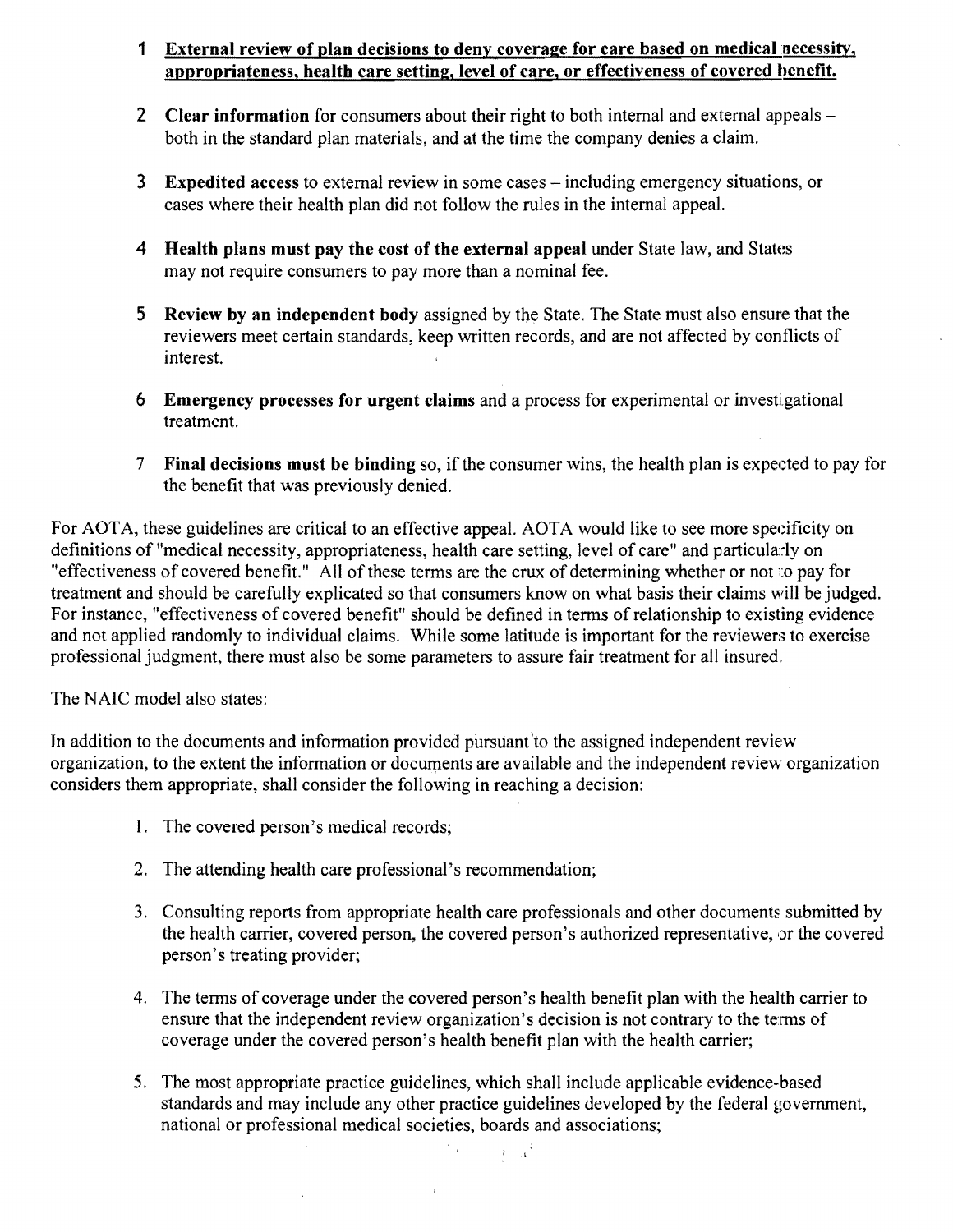1. **External review of plan decisions to deny coverage for care based on medical necessity, appropriateness, health care setting, level of care, or effectiveness of covered benefit.**

2. **Clear information** for consumers about their right to both internal and external appeals – both in the standard plan materials, and at the time the company denies a claim.

3. **Expedited access** to external review in some cases – including emergency situations, or cases where their health plan did not follow the rules in the internal appeal.

4. **Health plans must pay the cost of the external appeal** under State law, and States may not require consumers to pay more than a nominal fee.

5. **Review by an independent body** assigned by the State. The State must also ensure that the reviewers meet certain standards, keep written records, and are not affected by conflicts of interest.

6. **Emergency processes for urgent claims** and a process for experimental or investigational treatment.

7. **Final decisions must be binding** so, if the consumer wins, the health plan is expected to pay for the benefit that was previously denied.

For AOTA, these guidelines are critical to an effective appeal. AOTA would like to see more specificity on definitions of "medical necessity, appropriateness, health care setting, level of care" and particularly on "effectiveness of covered benefit." All of these terms are the crux of determining whether or not to pay for treatment and should be carefully explicated so that consumers know on what basis their claims will be judged. For instance, "effectiveness of covered benefit" should be defined in terms of relationship to existing evidence and not applied randomly to individual claims. While some latitude is important for the reviewers to exercise professional judgment, there must also be some parameters to assure fair treatment for all insured.

The NAIC model also states:

In addition to the documents and information provided pursuant to the assigned independent review organization, to the extent the information or documents are available and the independent review organization considers them appropriate, shall consider the following in reaching a decision:

1. The covered person's medical records;

2. The attending health care professional's recommendation;

3. Consulting reports from appropriate health care professionals and other documents submitted by the health carrier, covered person, the covered person's authorized representative, or the covered person's treating provider;

4. The terms of coverage under the covered person's health benefit plan with the health carrier to ensure that the independent review organization's decision is not contrary to the terms of coverage under the covered person's health benefit plan with the health carrier;

5. The most appropriate practice guidelines, which shall include applicable evidence-based standards and may include any other practice guidelines developed by the federal government, national or professional medical societies, boards and associations;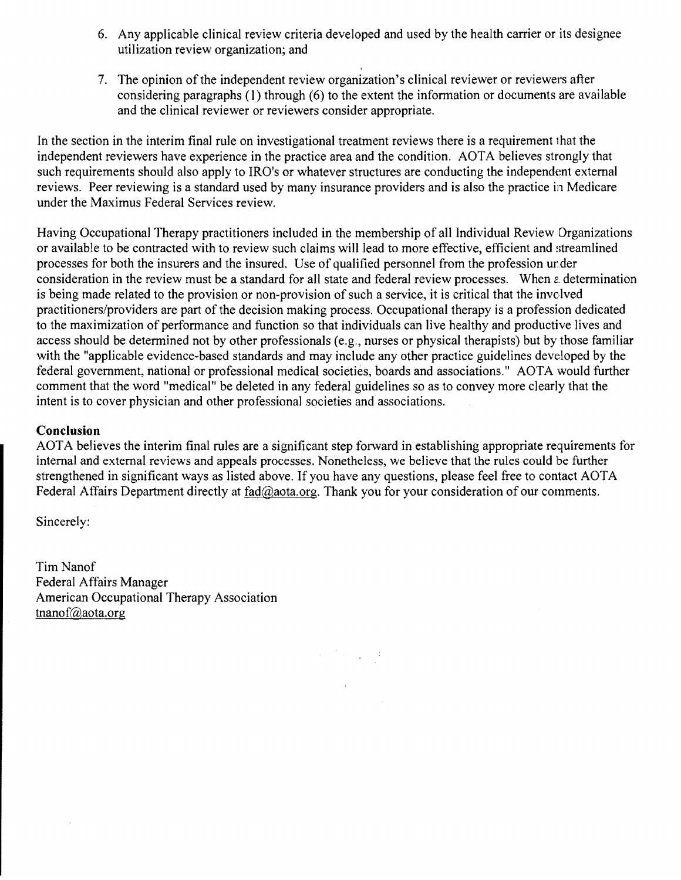6. Any applicable clinical review criteria developed and used by the health carrier or its designee utilization review organization; and
7. The opinion of the independent review organization's clinical reviewer or reviewers after considering paragraphs (1) through (6) to the extent the information or documents are available and the clinical reviewer or reviewers consider appropriate.

In the section in the interim final rule on investigational treatment reviews there is a requirement that the independent reviewers have experience in the practice area and the condition. AOTA believes strongly that such requirements should also apply to IRO's or whatever structures are conducting the independent external reviews. Peer reviewing is a standard used by many insurance providers and is also the practice in Medicare under the Maximus Federal Services review.

Having Occupational Therapy practitioners included in the membership of all Individual Review Organizations or available to be contracted with to review such claims will lead to more effective, efficient and streamlined processes for both the insurers and the insured. Use of qualified personnel from the profession under consideration in the review must be a standard for all state and federal review processes. When a determination is being made related to the provision or non-provision of such a service, it is critical that the involved practitioners/providers are part of the decision making process. Occupational therapy is a profession dedicated to the maximization of performance and function so that individuals can live healthy and productive lives and access should be determined not by other professionals (e.g., nurses or physical therapists) but by those familiar with the "applicable evidence-based standards and may include any other practice guidelines developed by the federal government, national or professional medical societies, boards and associations." AOTA would further comment that the word "medical" be deleted in any federal guidelines so as to convey more clearly that the intent is to cover physician and other professional societies and associations.

**Conclusion**

AOTA believes the interim final rules are a significant step forward in establishing appropriate requirements for internal and external reviews and appeals processes. Nonetheless, we believe that the rules could be further strengthened in significant ways as listed above. If you have any questions, please feel free to contact AOTA Federal Affairs Department directly at fad@aota.org. Thank you for your consideration of our comments.

Sincerely:

Tim Nanof
Federal Affairs Manager
American Occupational Therapy Association
tnanof@aota.org